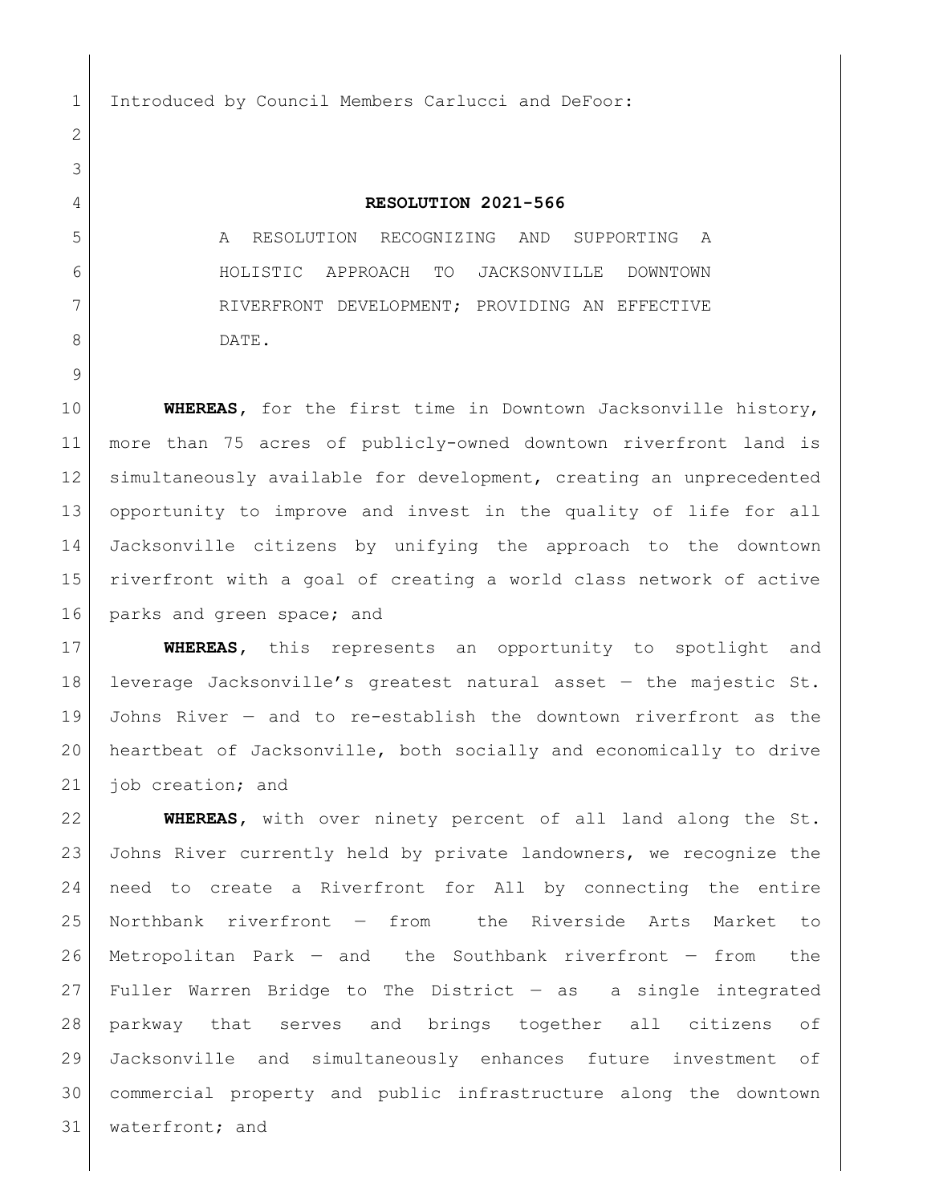Introduced by Council Members Carlucci and DeFoor:

# RESOLUTION 2021-566

A RESOLUTION RECOGNIZING AND SUPPORTING A HOLISTIC APPROACH TO JACKSONVILLE DOWNTOWN RIVERFRONT DEVELOPMENT; PROVIDING AN EFFECTIVE DATE.

**WHEREAS**, for the first time in Downtown Jacksonville history, more than 75 acres of publicly-owned downtown riverfront land is simultaneously available for development, creating an unprecedented opportunity to improve and invest in the quality of life for all Jacksonville citizens by unifying the approach to the downtown riverfront with a goal of creating a world class network of active parks and green space; and

**WHEREAS**, this represents an opportunity to spotlight and leverage Jacksonville's greatest natural asset — the majestic St. Johns River — and to re-establish the downtown riverfront as the heartbeat of Jacksonville, both socially and economically to drive job creation; and

**WHEREAS**, with over ninety percent of all land along the St. Johns River currently held by private landowners, we recognize the need to create a Riverfront for All by connecting the entire Northbank riverfront — from the Riverside Arts Market to Metropolitan Park — and the Southbank riverfront — from the Fuller Warren Bridge to The District — as a single integrated parkway that serves and brings together all citizens of Jacksonville and simultaneously enhances future investment of commercial property and public infrastructure along the downtown waterfront; and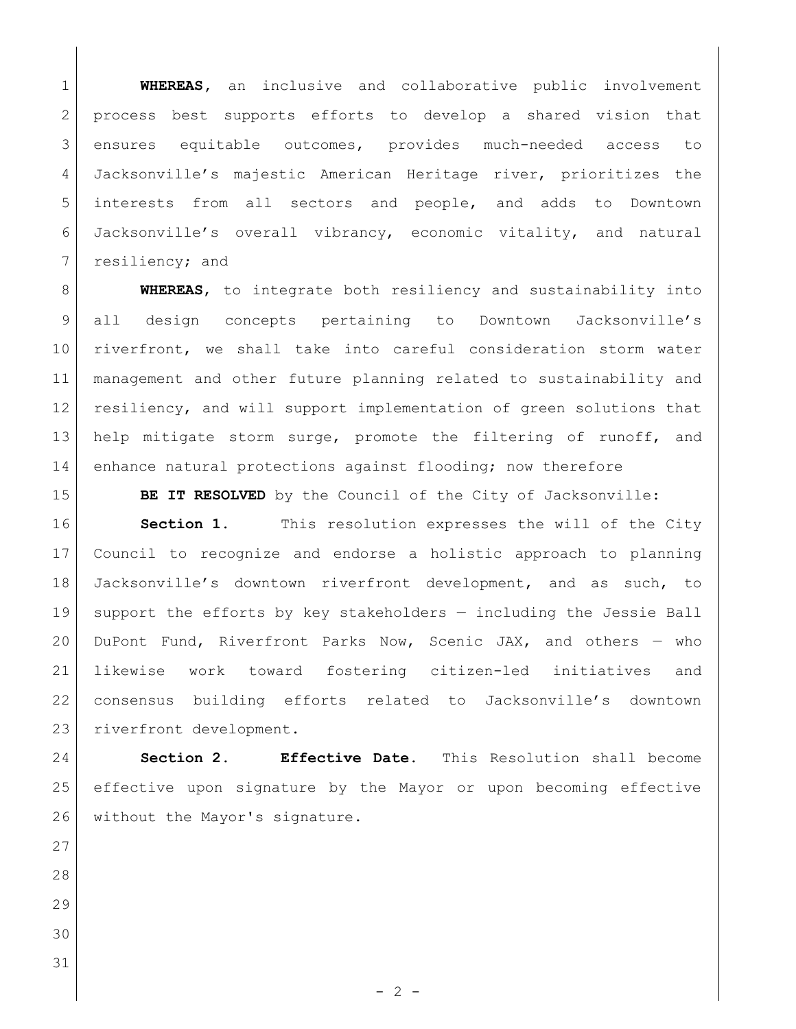**WHEREAS**, an inclusive and collaborative public involvement process best supports efforts to develop a shared vision that ensures equitable outcomes, provides much-needed access to Jacksonville's majestic American Heritage river, prioritizes the interests from all sectors and people, and adds to Downtown Jacksonville's overall vibrancy, economic vitality, and natural resiliency; and

**WHEREAS**, to integrate both resiliency and sustainability into all design concepts pertaining to Downtown Jacksonville's riverfront, we shall take into careful consideration storm water management and other future planning related to sustainability and resiliency, and will support implementation of green solutions that help mitigate storm surge, promote the filtering of runoff, and enhance natural protections against flooding; now therefore

**BE IT RESOLVED** by the Council of the City of Jacksonville:

**Section 1.** This resolution expresses the will of the City Council to recognize and endorse a holistic approach to planning Jacksonville's downtown riverfront development, and as such, to support the efforts by key stakeholders — including the Jessie Ball DuPont Fund, Riverfront Parks Now, Scenic JAX, and others — who likewise work toward fostering citizen-led initiatives and consensus building efforts related to Jacksonville's downtown riverfront development.

**Section 2. Effective Date.** This Resolution shall become effective upon signature by the Mayor or upon becoming effective without the Mayor's signature.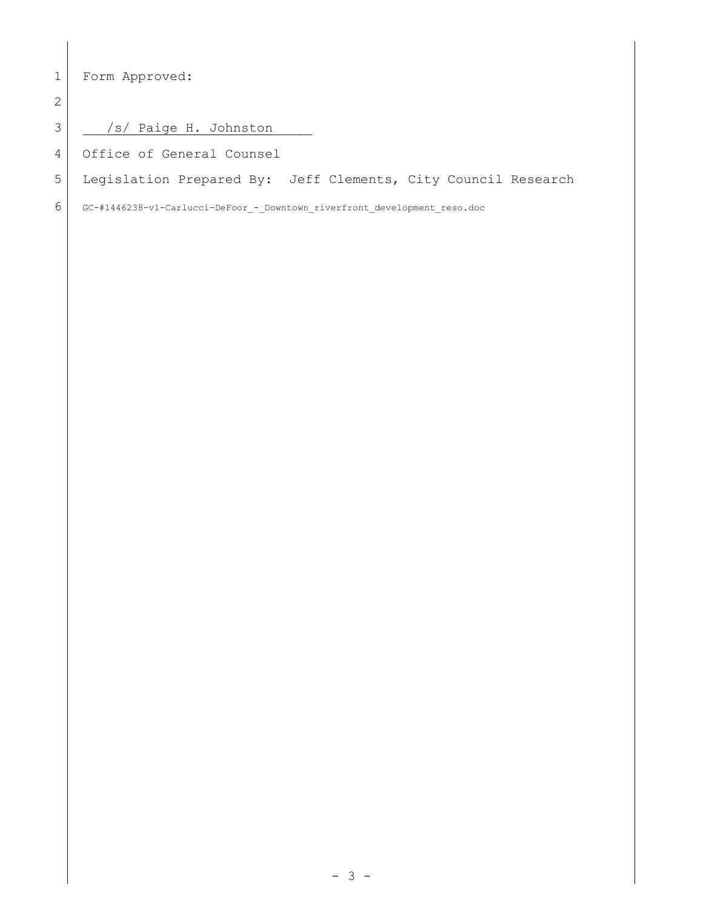Form Approved:

/s/ Paige H. Johnston

Office of General Counsel

Legislation Prepared By: Jeff Clements, City Council Research

GC-#1446238-v1-Carlucci-DeFoor_-_Downtown_riverfront_development_reso.doc